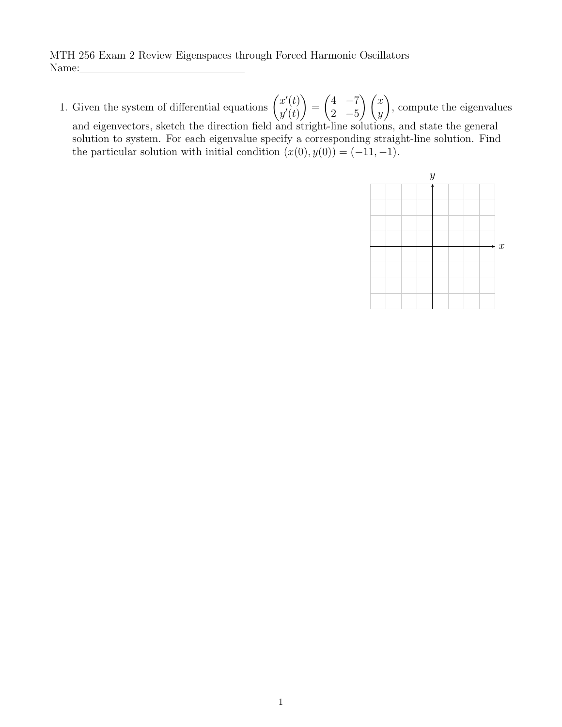MTH 256 Exam 2 Review Eigenspaces through Forced Harmonic Oscillators

Name:\_\_\_\_\_\_\_\_\_\_\_\_\_\_\_\_\_\_\_\_\_\_\_\_\_\_\_\_\_\_

1. Given the system of differential equations $\begin{pmatrix} x'(t) \\ y'(t) \end{pmatrix} = \begin{pmatrix} 4 & -7 \\ 2 & -5 \end{pmatrix} \begin{pmatrix} x \\ y \end{pmatrix}$, compute the eigenvalues and eigenvectors, sketch the direction field and stright-line solutions, and state the general solution to system. For each eigenvalue specify a corresponding straight-line solution. Find the particular solution with initial condition $(x(0), y(0)) = (-11, -1)$.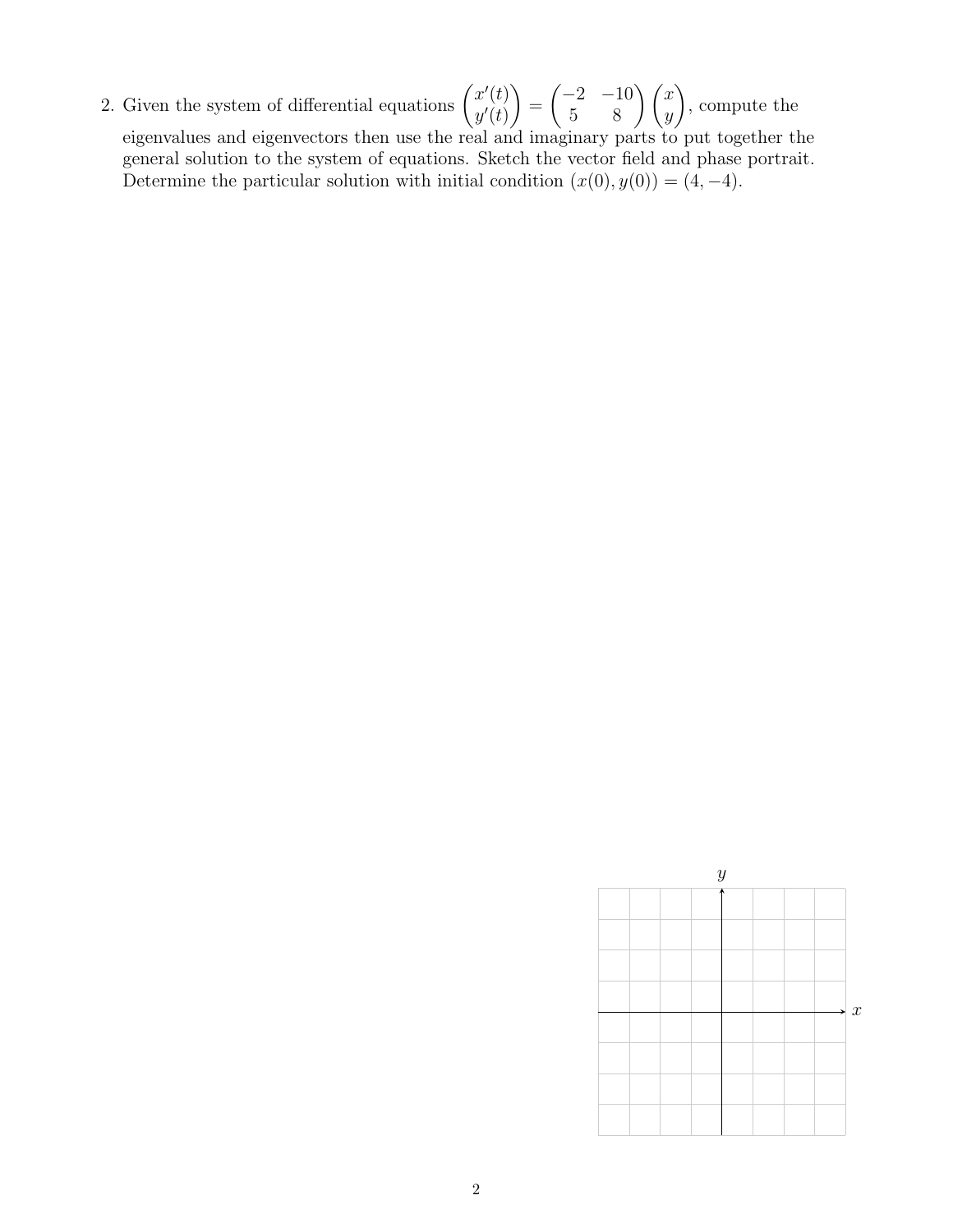2. Given the system of differential equations $\begin{pmatrix} x'(t) \\ y'(t) \end{pmatrix} = \begin{pmatrix} -2 & -10 \\ 5 & 8 \end{pmatrix} \begin{pmatrix} x \\ y \end{pmatrix}$, compute the eigenvalues and eigenvectors then use the real and imaginary parts to put together the general solution to the system of equations. Sketch the vector field and phase portrait. Determine the particular solution with initial condition $(x(0), y(0)) = (4, -4)$.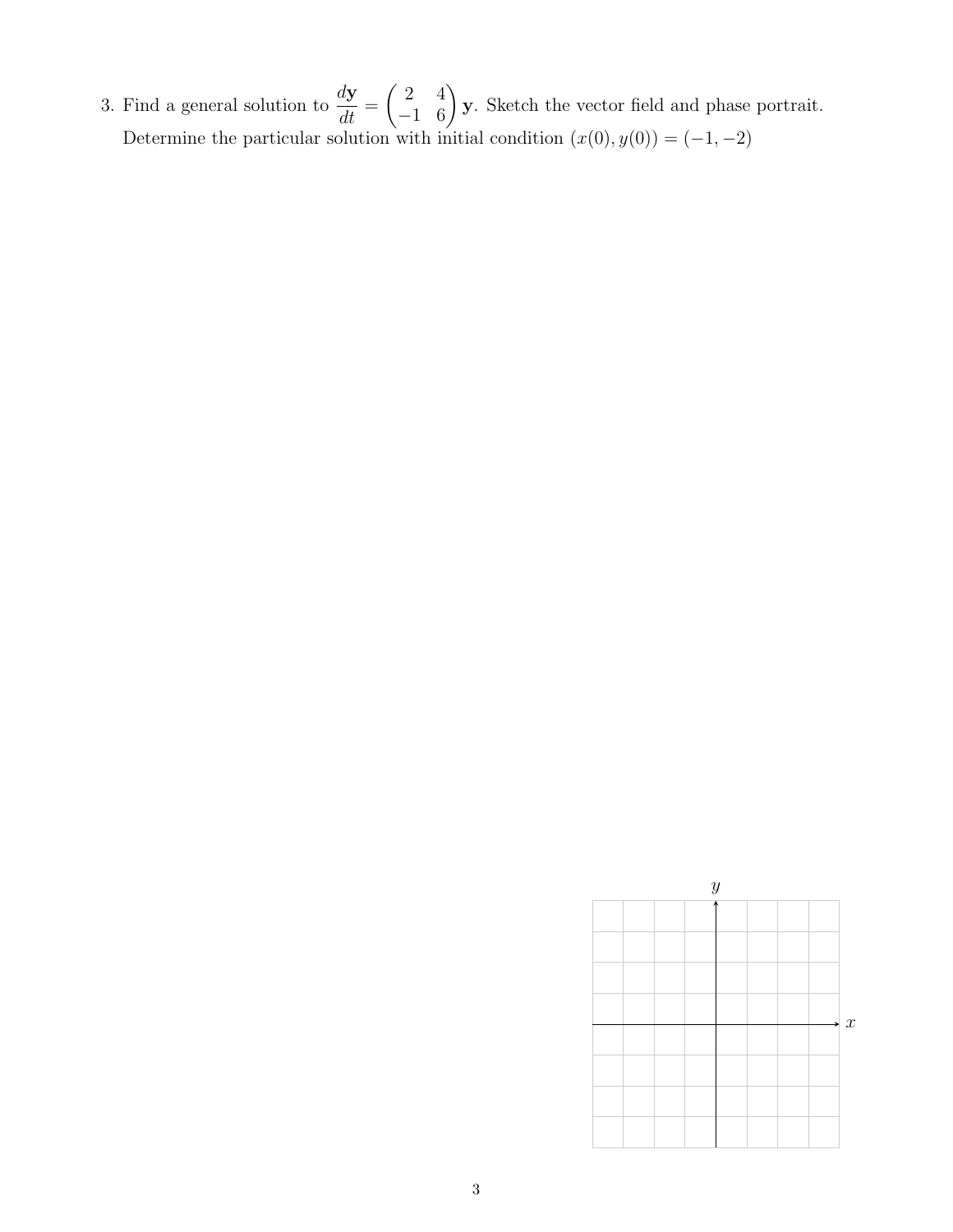3. Find a general solution to $\dfrac{d\mathbf{y}}{dt} = \begin{pmatrix} 2 & 4 \\ -1 & 6 \end{pmatrix} \mathbf{y}$. Sketch the vector field and phase portrait. Determine the particular solution with initial condition $(x(0), y(0)) = (-1, -2)$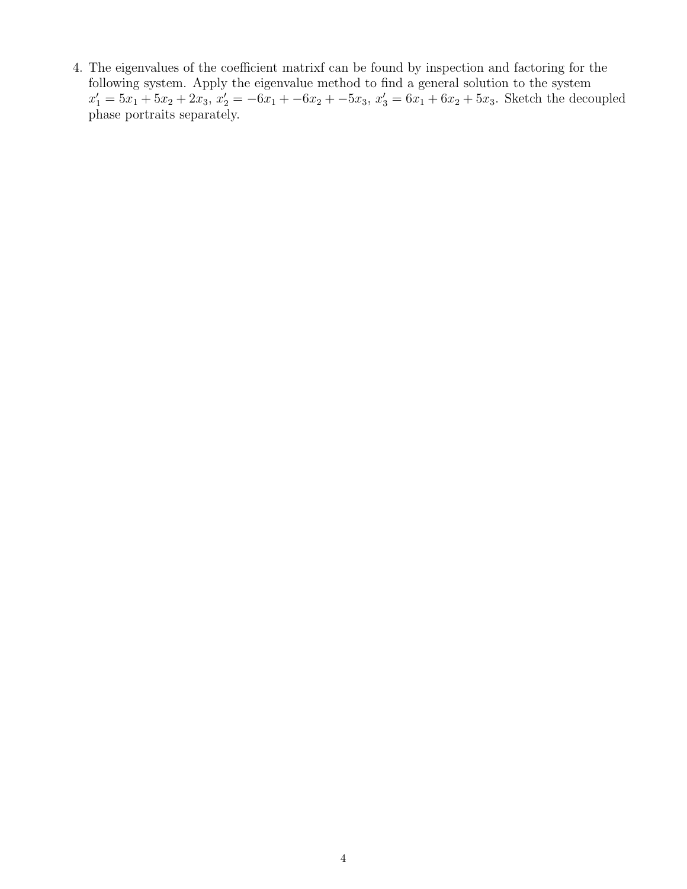4. The eigenvalues of the coefficient matrixf can be found by inspection and factoring for the following system. Apply the eigenvalue method to find a general solution to the system $x_1' = 5x_1 + 5x_2 + 2x_3$, $x_2' = -6x_1 + -6x_2 + -5x_3$, $x_3' = 6x_1 + 6x_2 + 5x_3$. Sketch the decoupled phase portraits separately.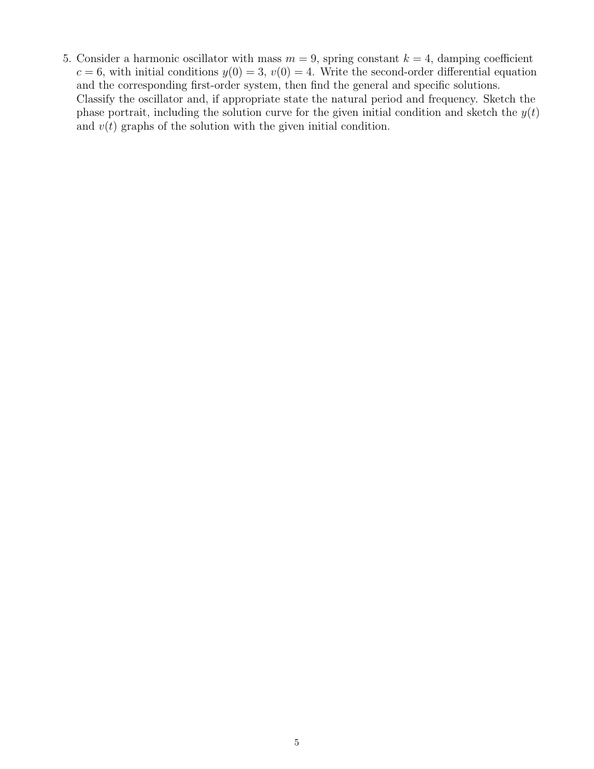5. Consider a harmonic oscillator with mass $m = 9$, spring constant $k = 4$, damping coefficient $c = 6$, with initial conditions $y(0) = 3$, $v(0) = 4$. Write the second-order differential equation and the corresponding first-order system, then find the general and specific solutions. Classify the oscillator and, if appropriate state the natural period and frequency. Sketch the phase portrait, including the solution curve for the given initial condition and sketch the $y(t)$ and $v(t)$ graphs of the solution with the given initial condition.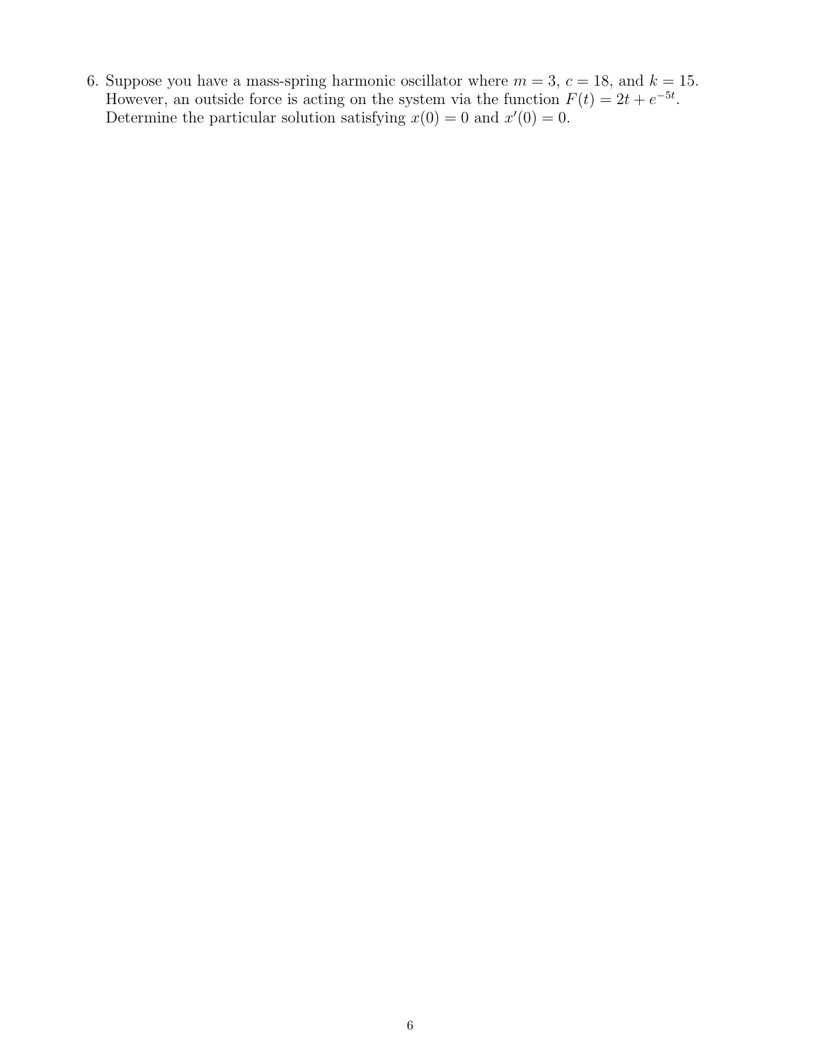6. Suppose you have a mass-spring harmonic oscillator where $m = 3$, $c = 18$, and $k = 15$. However, an outside force is acting on the system via the function $F(t) = 2t + e^{-5t}$. Determine the particular solution satisfying $x(0) = 0$ and $x'(0) = 0$.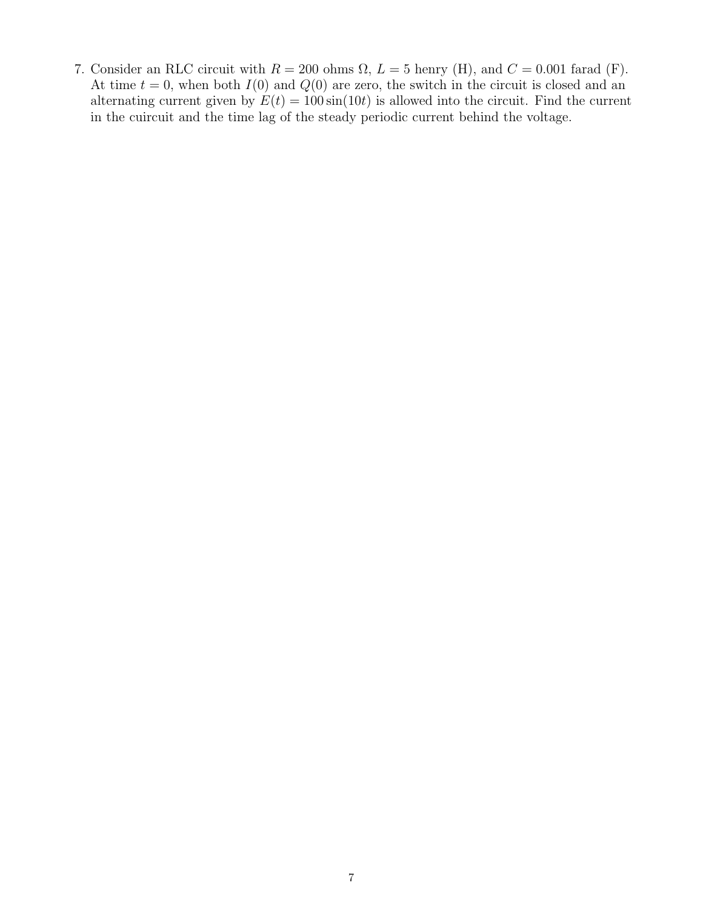7. Consider an RLC circuit with $R = 200$ ohms $\Omega$, $L = 5$ henry (H), and $C = 0.001$ farad (F). At time $t = 0$, when both $I(0)$ and $Q(0)$ are zero, the switch in the circuit is closed and an alternating current given by $E(t) = 100\sin(10t)$ is allowed into the circuit. Find the current in the cuircuit and the time lag of the steady periodic current behind the voltage.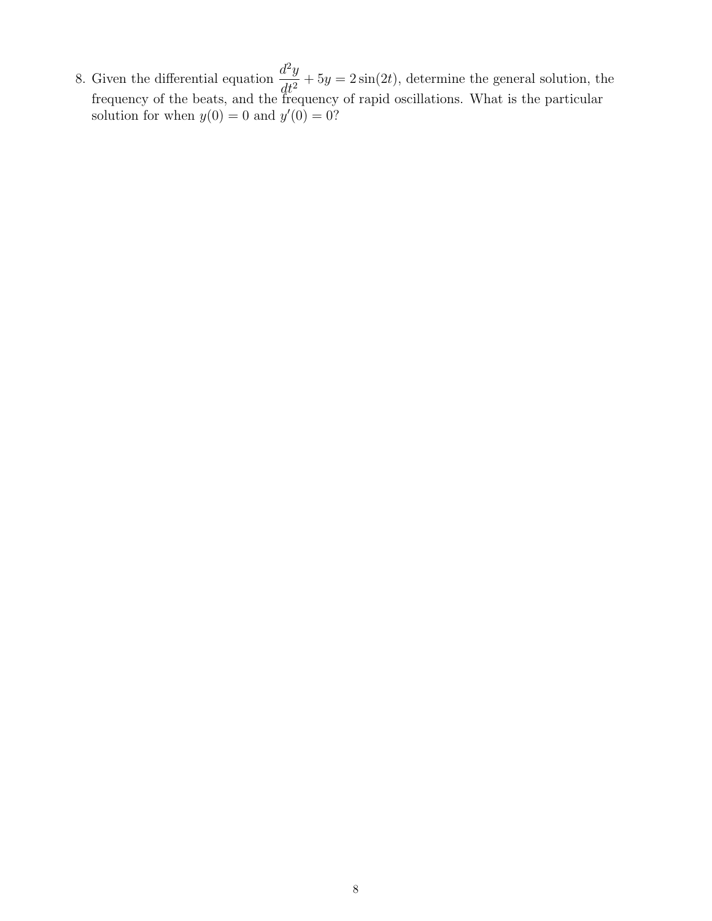8. Given the differential equation $\frac{d^2y}{dt^2} + 5y = 2\sin(2t)$, determine the general solution, the frequency of the beats, and the frequency of rapid oscillations. What is the particular solution for when $y(0) = 0$ and $y'(0) = 0$?